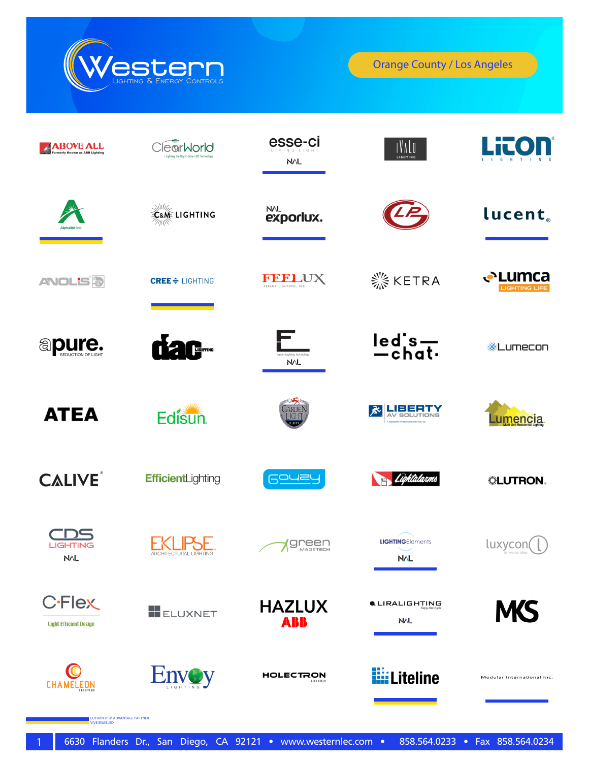# Western Lighting & Energy Controls

Orange County / Los Angeles

ABOVE ALL (Formerly Known as ABB Lighting)

ClearWorld

esse-ci Living Light — NAL

IVALO Lighting

LITON Lighting

Alphalite Inc.

C&M Lighting

NAL exporlux.

LP

lucent

ANOLIS

CREE Lighting

FEELUX Feelux Lighting, Inc.

KETRA

Lumca Lighting Life

apure. Seduction of Light

dac Lighting

E Italian Lighting Technology — NAL

led's chat.

Lumecon

ATEA

Edisun

Garden Light LED

LIBERTY AV Solutions

Lumencia Multi-Unit Residential Lighting

CALIVE

EfficientLighting

Gouzy

Lightalarms

LUTRON

CDS Lighting — NAL

EKLIPSE Architectural Lighting

green Imagetech

LightingElements — NAL

luxycon

C-Flex Light Efficient Design

ELUXNET

HAZLUX ABB

LIRALIGHTING Enjoy Our Light — NAL

MKS

CHAMELEON Lighting

Envoy Lighting

HOLECTRON LED Tech

Liteline

Modular International Inc.

LUTRON OEM ADVANTAGE PARTNER
VIVE ENABLED

6630 Flanders Dr., San Diego, CA 92121 • www.westernlec.com • 858.564.0233 • Fax 858.564.0234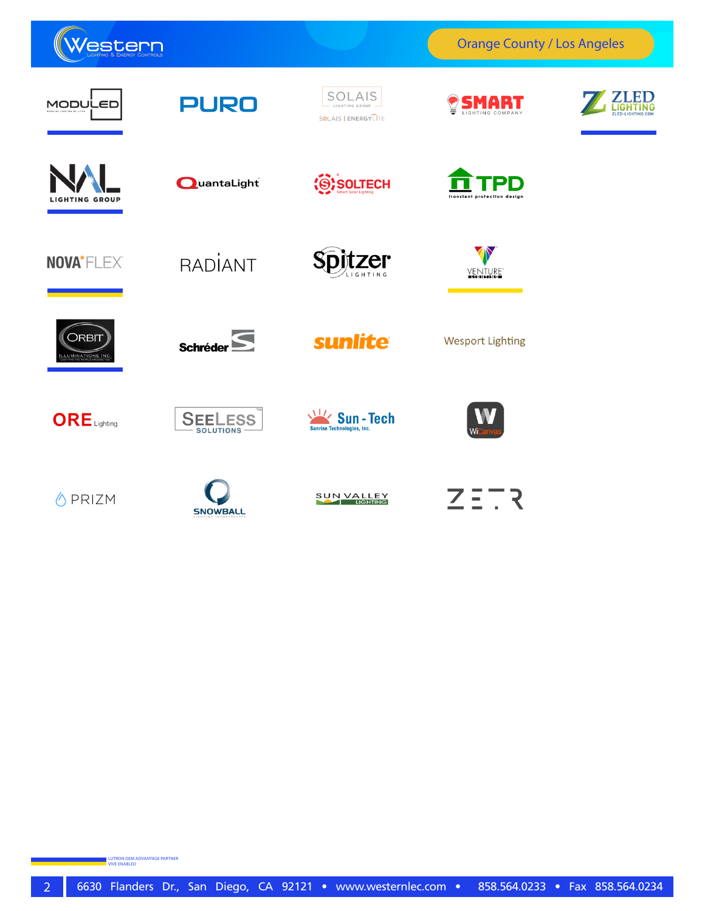Western Lighting & Energy Controls

Orange County / Los Angeles

MODULED

PURO

SOLAIS Lighting Group
SOLAIS | ENERGYLITE

SMART Lighting Company

ZLED LIGHTING
ZLED-LIGHTING.COM

NAL LIGHTING GROUP

QuantaLight

SOLTECH Smart Solar Lighting

TPD transient protection design

NOVA FLEX

RADIANT

Spitzer LIGHTING

VENTURE LIGHTING

ORBIT ILLUMINATIONS INC.

Schréder

sunlite

Wesport Lighting

ORE Lighting

SEELESS SOLUTIONS

Sun-Tech Sunrise Technologies, Inc.

WiCanvas

PRIZM

SNOWBALL

SUN VALLEY LIGHTING

ZETR

LUTRON OEM ADVANTAGE PARTNER
VIVE ENABLED

6630 Flanders Dr., San Diego, CA 92121 • www.westernlec.com • 858.564.0233 • Fax 858.564.0234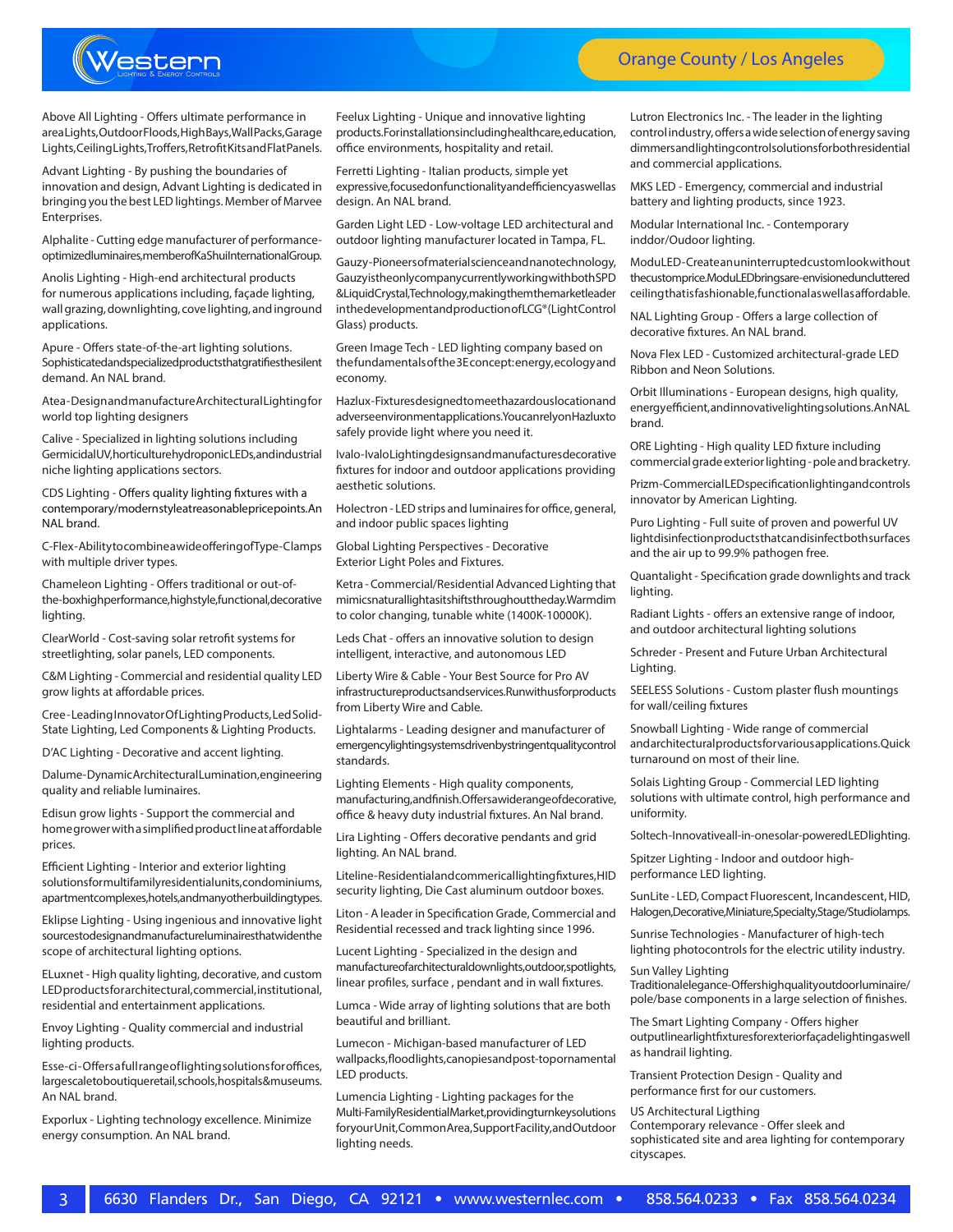Above All Lighting - Offers ultimate performance in areaLights,OutdoorFloods,HighBays,WallPacks,Garage Lights,CeilingLights,Troffers,RetrofitKitsandFlatPanels.

Advant Lighting - By pushing the boundaries of innovation and design, Advant Lighting is dedicated in bringing you the best LED lightings. Member of Marvee Enterprises.

Alphalite - Cutting edge manufacturer of performance-optimizedluminaires,memberofKaShuiInternationalGroup.

Anolis Lighting - High-end architectural products for numerous applications including, façade lighting, wall grazing, downlighting, cove lighting, and inground applications.

Apure - Offers state-of-the-art lighting solutions. Sophisticatedandspecializedproductsthatgratifiesthesilent demand. An NAL brand.

Atea-DesignandmanufactureArchitecturalLightingfor world top lighting designers

Calive - Specialized in lighting solutions including GermicidalUV,horticulturehydroponicLEDs,andindustrial niche lighting applications sectors.

CDS Lighting - Offers quality lighting fixtures with a contemporary/modernstyleatreasonablepricepoints.An NAL brand.

C-Flex-AbilitytocombineawideofferingofType-Clamps with multiple driver types.

Chameleon Lighting - Offers traditional or out-of-the-boxhighperformance,highstyle,functional,decorative lighting.

ClearWorld - Cost-saving solar retrofit systems for streetlighting, solar panels, LED components.

C&M Lighting - Commercial and residential quality LED grow lights at affordable prices.

Cree-LeadingInnovatorOfLightingProducts,LedSolid-State Lighting, Led Components & Lighting Products.

D'AC Lighting - Decorative and accent lighting.

Dalume-DynamicArchitecturalLumination,engineering quality and reliable luminaires.

Edisun grow lights - Support the commercial and homegrowerwithasimplifiedproductlineataffordable prices.

Efficient Lighting - Interior and exterior lighting solutionsformultifamilyresidentialunits,condominiums, apartmentcomplexes,hotels,andmanyotherbuildingtypes.

Eklipse Lighting - Using ingenious and innovative light sourcestodesignandmanufactureluminairesthatwidenthe scope of architectural lighting options.

ELuxnet - High quality lighting, decorative, and custom LEDproductsforarchitectural,commercial,institutional, residential and entertainment applications.

Envoy Lighting - Quality commercial and industrial lighting products.

Esse-ci-Offersafullrangeoflightingsolutionsforoffices, largescaletoboutiqueretail,schools,hospitals&museums. An NAL brand.

Exporlux - Lighting technology excellence. Minimize energy consumption. An NAL brand.

Feelux Lighting - Unique and innovative lighting products.Forinstallationsincludinghealthcare,education, office environments, hospitality and retail.

Ferretti Lighting - Italian products, simple yet expressive,focusedonfunctionalityandefficiencyaswellas design. An NAL brand.

Garden Light LED - Low-voltage LED architectural and outdoor lighting manufacturer located in Tampa, FL.

Gauzy-Pioneersofmaterialscienceandnanotechnology, GauzyistheonlycompanycurrentlyworkingwithbothSPD &LiquidCrystal,Technology,makingthemthemarketleader inthedevelopmentandproductionofLCG®(LightControl Glass) products.

Green Image Tech - LED lighting company based on thefundamentalsofthe3Econcept:energy,ecologyand economy.

Hazlux-Fixturesdesignedtomeetthazardouslocationand adverseenvironmentapplications.YoucanrelyonHazluxto safely provide light where you need it.

Ivalo-IvaloLightingdesignsandmanufacturesdecorative fixtures for indoor and outdoor applications providing aesthetic solutions.

Holectron - LED strips and luminaires for office, general, and indoor public spaces lighting

Global Lighting Perspectives - Decorative Exterior Light Poles and Fixtures.

Ketra - Commercial/Residential Advanced Lighting that mimicsnaturallightasitshiftsthroughouttheday.Warmdim to color changing, tunable white (1400K-10000K).

Leds Chat - offers an innovative solution to design intelligent, interactive, and autonomous LED

Liberty Wire & Cable - Your Best Source for Pro AV infrastructureproductsandservices.Runwithusforproducts from Liberty Wire and Cable.

Lightalarms - Leading designer and manufacturer of emergencylightingsystemsdrivenbystringentqualitycontrol standards.

Lighting Elements - High quality components, manufacturing,andfinish.Offersawiderangeofdecorative, office & heavy duty industrial fixtures. An Nal brand.

Lira Lighting - Offers decorative pendants and grid lighting. An NAL brand.

Liteline-Residentialandcommericallightingfixtures,HID security lighting, Die Cast aluminum outdoor boxes.

Liton - A leader in Specification Grade, Commercial and Residential recessed and track lighting since 1996.

Lucent Lighting - Specialized in the design and manufactureofarchitecturaldownlights,outdoor,spotlights, linear profiles, surface , pendant and in wall fixtures.

Lumca - Wide array of lighting solutions that are both beautiful and brilliant.

Lumecon - Michigan-based manufacturer of LED wallpacks,floodlights,canopiesandpost-topornamental LED products.

Lumencia Lighting - Lighting packages for the Multi-FamilyResidentialMarket,providingturnkeysolutions foryourUnit,CommonArea,SupportFacility,andOutdoor lighting needs.

Lutron Electronics Inc. - The leader in the lighting control industry, offers a wide selection of energy saving dimmersandlightingcontrolsolutionsforbothresidential and commercial applications.

MKS LED - Emergency, commercial and industrial battery and lighting products, since 1923.

Modular International Inc. - Contemporary inddor/Oudoor lighting.

ModuLED-Createanuninterruptedcustomlookwithout thecustomprice.ModuLEDbringsare-envisioneduncluttered ceilingthatisfashionable,functionalaswellasaffordable.

NAL Lighting Group - Offers a large collection of decorative fixtures. An NAL brand.

Nova Flex LED - Customized architectural-grade LED Ribbon and Neon Solutions.

Orbit Illuminations - European designs, high quality, energyefficient,andinnovativelightingsolutions.AnNAL brand.

ORE Lighting - High quality LED fixture including commercial grade exterior lighting - pole and bracketry.

Prizm-CommercialLEDspecificationlightingandcontrols innovator by American Lighting.

Puro Lighting - Full suite of proven and powerful UV lightdisinfectionproductsthatcandisinfectbothsurfaces and the air up to 99.9% pathogen free.

Quantalight - Specification grade downlights and track lighting.

Radiant Lights - offers an extensive range of indoor, and outdoor architectural lighting solutions

Schreder - Present and Future Urban Architectural Lighting.

SEELESS Solutions - Custom plaster flush mountings for wall/ceiling fixtures

Snowball Lighting - Wide range of commercial andarchitecturalproductsforvariousapplications.Quick turnaround on most of their line.

Solais Lighting Group - Commercial LED lighting solutions with ultimate control, high performance and uniformity.

Soltech-Innovativeall-in-onesolar-poweredLEDlighting.

Spitzer Lighting - Indoor and outdoor high-performance LED lighting.

SunLite - LED, Compact Fluorescent, Incandescent, HID, Halogen,Decorative,Miniature,Specialty,Stage/Studiolamps.

Sunrise Technologies - Manufacturer of high-tech lighting photocontrols for the electric utility industry.

Sun Valley Lighting Traditionalelegance-Offershighqualityoutdoorluminaire/ pole/base components in a large selection of finishes.

The Smart Lighting Company - Offers higher outputlinearlightfixturesforexteriorfaçadelightingaswell as handrail lighting.

Transient Protection Design - Quality and performance first for our customers.

US Architectural Ligthing Contemporary relevance - Offer sleek and sophisticated site and area lighting for contemporary cityscapes.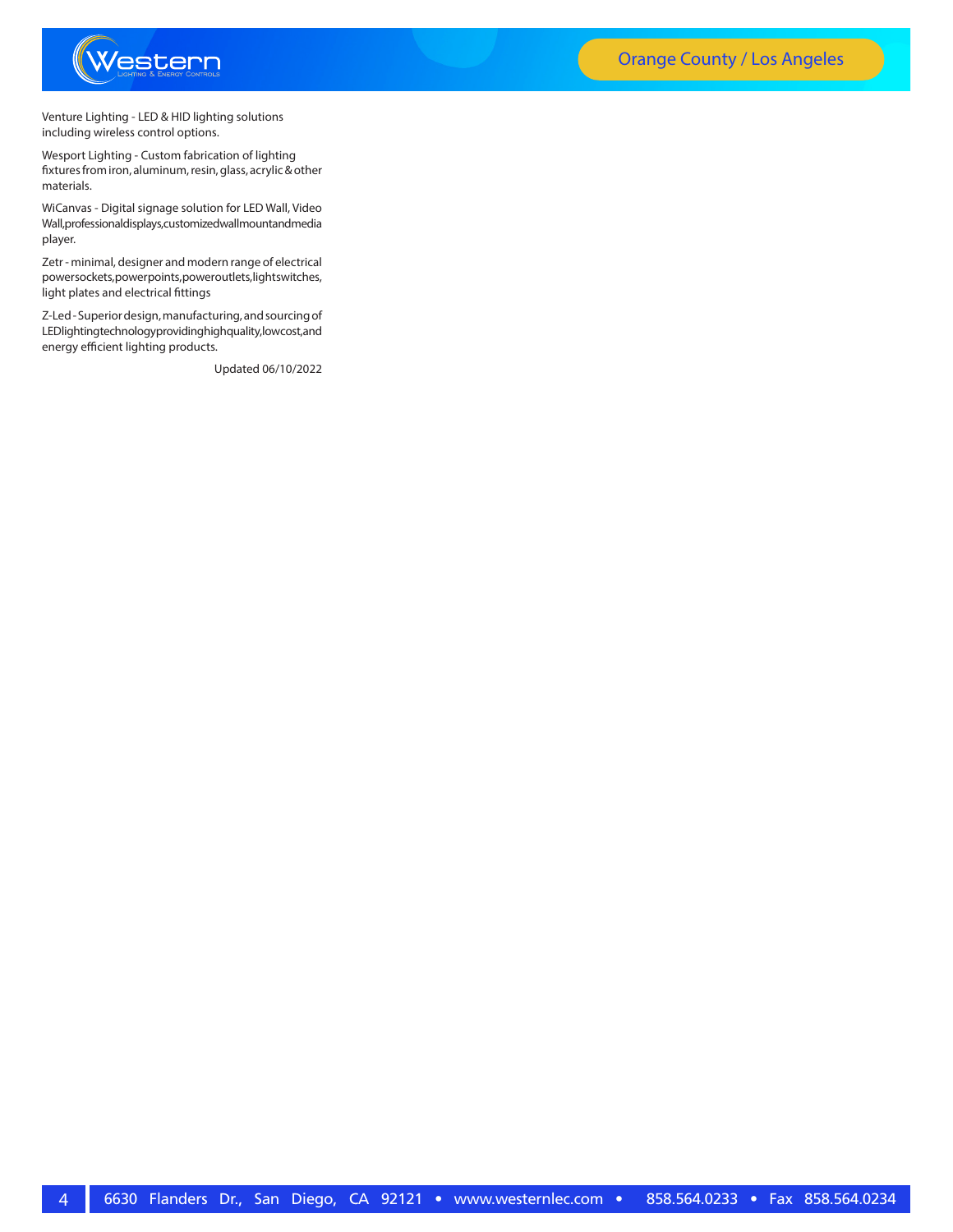Venture Lighting - LED & HID lighting solutions including wireless control options.

Wesport Lighting - Custom fabrication of lighting fixtures from iron, aluminum, resin, glass, acrylic & other materials.

WiCanvas - Digital signage solution for LED Wall, Video Wall, professional displays, customized wall mount and media player.

Zetr - minimal, designer and modern range of electrical power sockets, power points, power outlets, light switches, light plates and electrical fittings

Z-Led - Superior design, manufacturing, and sourcing of LED lighting technology providing high quality, low cost, and energy efficient lighting products.

Updated 06/10/2022